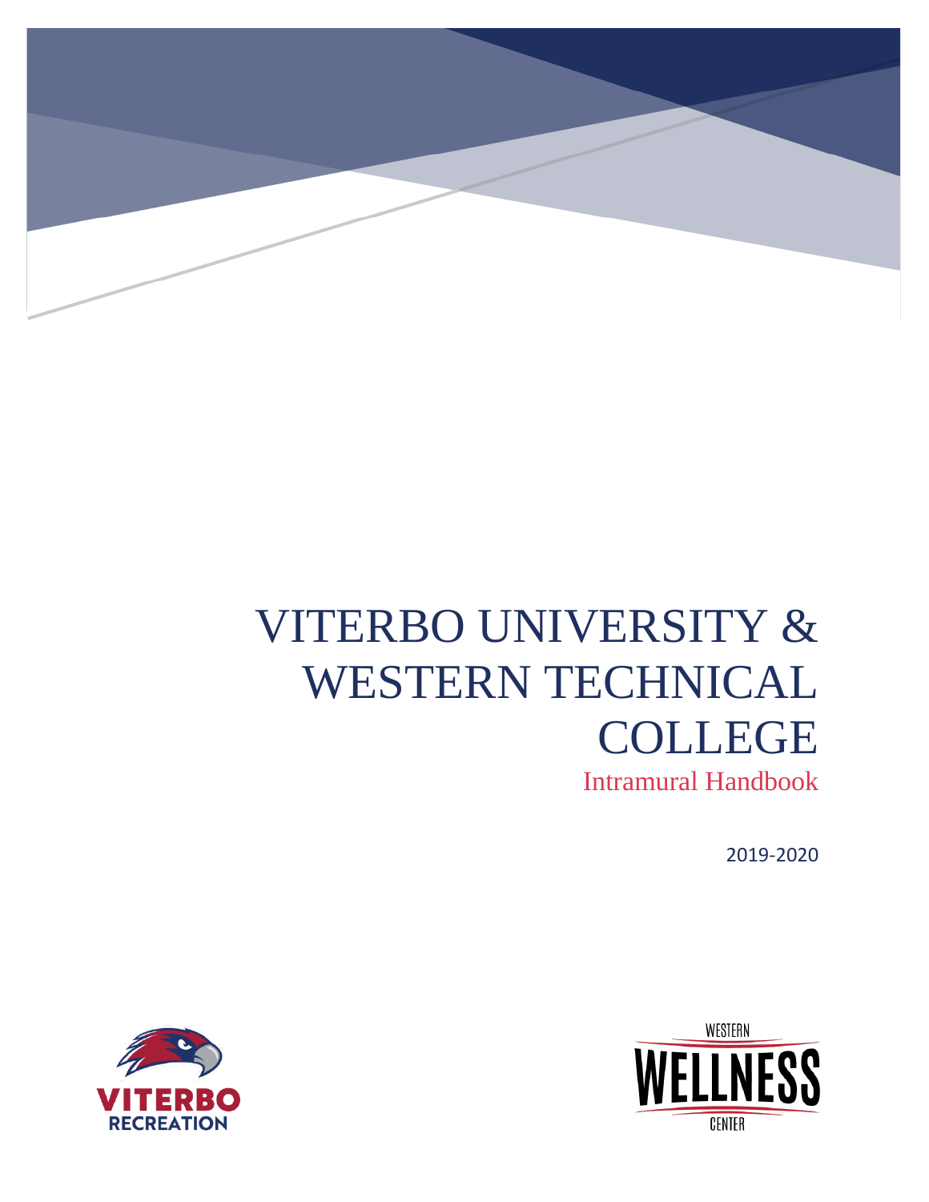# VITERBO UNIVERSITY & WESTERN TECHNICAL COLLEGE

## Intramural Handbook

2019-2020

VITERBO RECREATION

WESTERN WELLNESS CENTER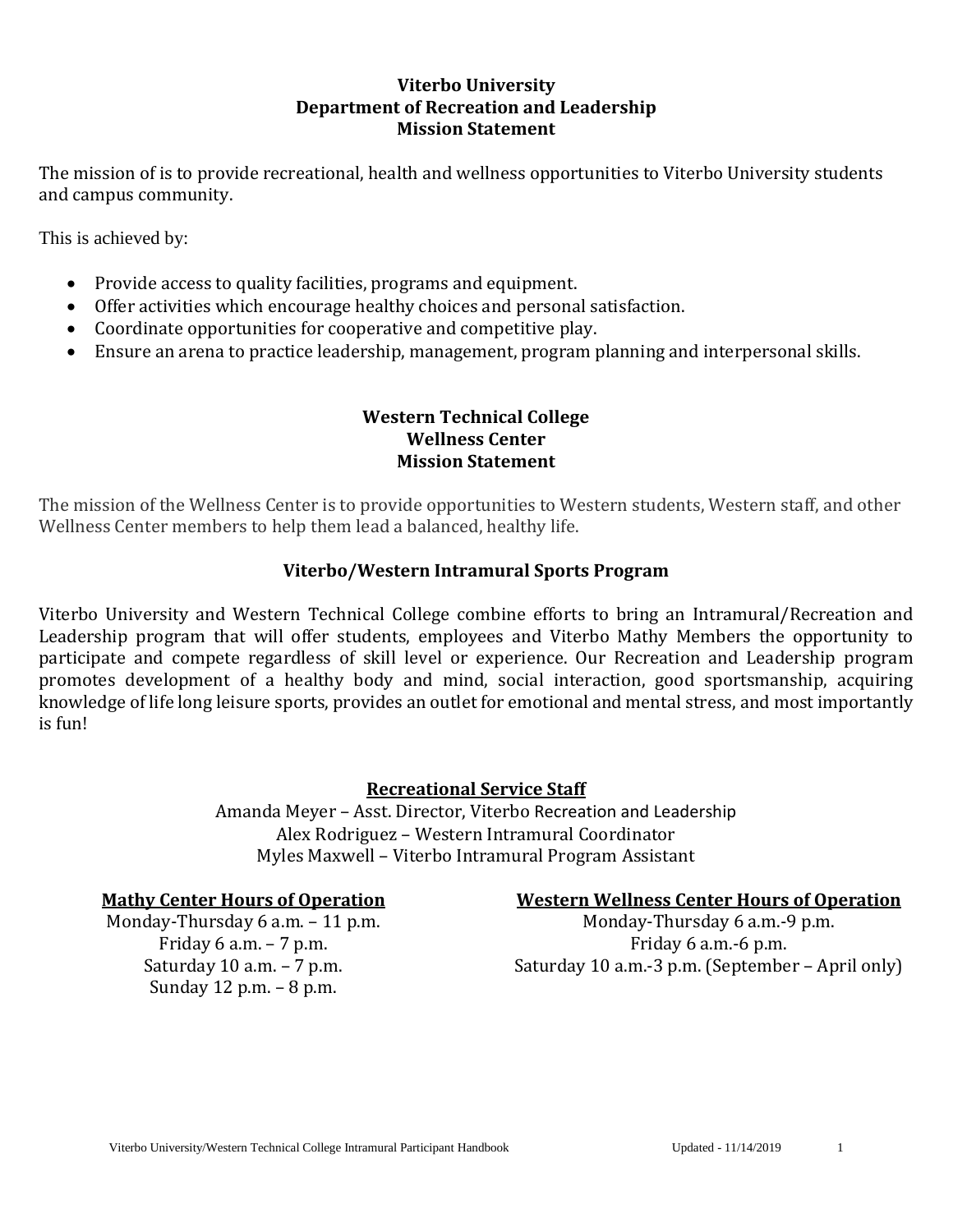# Viterbo University
## Department of Recreation and Leadership
## Mission Statement

The mission of is to provide recreational, health and wellness opportunities to Viterbo University students and campus community.

This is achieved by:

- Provide access to quality facilities, programs and equipment.
- Offer activities which encourage healthy choices and personal satisfaction.
- Coordinate opportunities for cooperative and competitive play.
- Ensure an arena to practice leadership, management, program planning and interpersonal skills.

# Western Technical College
## Wellness Center
## Mission Statement

The mission of the Wellness Center is to provide opportunities to Western students, Western staff, and other Wellness Center members to help them lead a balanced, healthy life.

## Viterbo/Western Intramural Sports Program

Viterbo University and Western Technical College combine efforts to bring an Intramural/Recreation and Leadership program that will offer students, employees and Viterbo Mathy Members the opportunity to participate and compete regardless of skill level or experience. Our Recreation and Leadership program promotes development of a healthy body and mind, social interaction, good sportsmanship, acquiring knowledge of life long leisure sports, provides an outlet for emotional and mental stress, and most importantly is fun!

## Recreational Service Staff

Amanda Meyer – Asst. Director, Viterbo Recreation and Leadership
Alex Rodriguez – Western Intramural Coordinator
Myles Maxwell – Viterbo Intramural Program Assistant

### Mathy Center Hours of Operation

Monday-Thursday 6 a.m. – 11 p.m.
Friday 6 a.m. – 7 p.m.
Saturday 10 a.m. – 7 p.m.
Sunday 12 p.m. – 8 p.m.

### Western Wellness Center Hours of Operation

Monday-Thursday 6 a.m.-9 p.m.
Friday 6 a.m.-6 p.m.
Saturday 10 a.m.-3 p.m. (September – April only)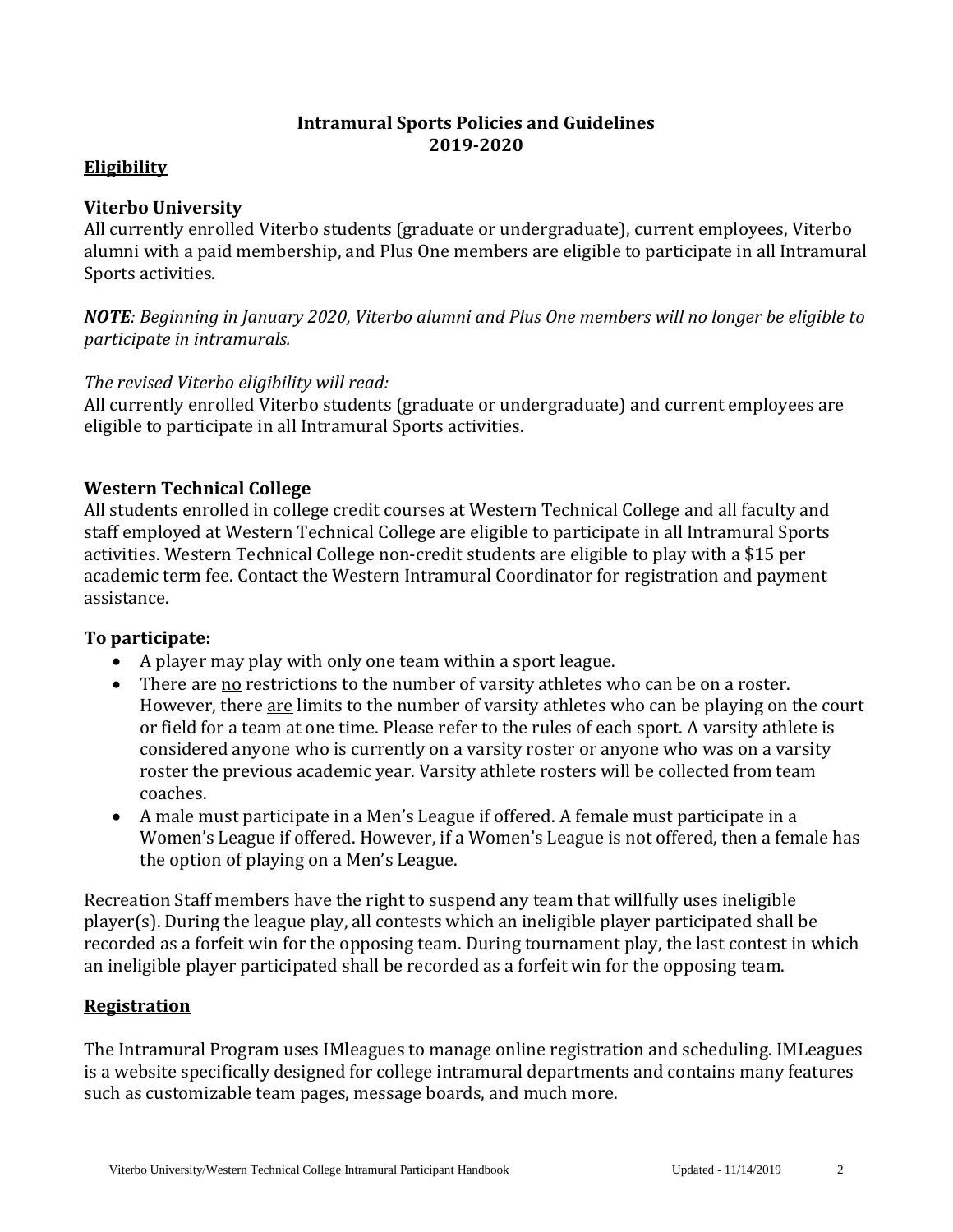# Intramural Sports Policies and Guidelines
# 2019-2020

## Eligibility

### Viterbo University

All currently enrolled Viterbo students (graduate or undergraduate), current employees, Viterbo alumni with a paid membership, and Plus One members are eligible to participate in all Intramural Sports activities.

***NOTE****: Beginning in January 2020, Viterbo alumni and Plus One members will no longer be eligible to participate in intramurals.*

*The revised Viterbo eligibility will read:*
All currently enrolled Viterbo students (graduate or undergraduate) and current employees are eligible to participate in all Intramural Sports activities.

### Western Technical College

All students enrolled in college credit courses at Western Technical College and all faculty and staff employed at Western Technical College are eligible to participate in all Intramural Sports activities. Western Technical College non-credit students are eligible to play with a $15 per academic term fee. Contact the Western Intramural Coordinator for registration and payment assistance.

### To participate:

- A player may play with only one team within a sport league.
- There are <u>no</u> restrictions to the number of varsity athletes who can be on a roster. However, there <u>are</u> limits to the number of varsity athletes who can be playing on the court or field for a team at one time. Please refer to the rules of each sport. A varsity athlete is considered anyone who is currently on a varsity roster or anyone who was on a varsity roster the previous academic year. Varsity athlete rosters will be collected from team coaches.
- A male must participate in a Men's League if offered. A female must participate in a Women's League if offered. However, if a Women's League is not offered, then a female has the option of playing on a Men's League.

Recreation Staff members have the right to suspend any team that willfully uses ineligible player(s). During the league play, all contests which an ineligible player participated shall be recorded as a forfeit win for the opposing team. During tournament play, the last contest in which an ineligible player participated shall be recorded as a forfeit win for the opposing team.

## Registration

The Intramural Program uses IMleagues to manage online registration and scheduling. IMLeagues is a website specifically designed for college intramural departments and contains many features such as customizable team pages, message boards, and much more.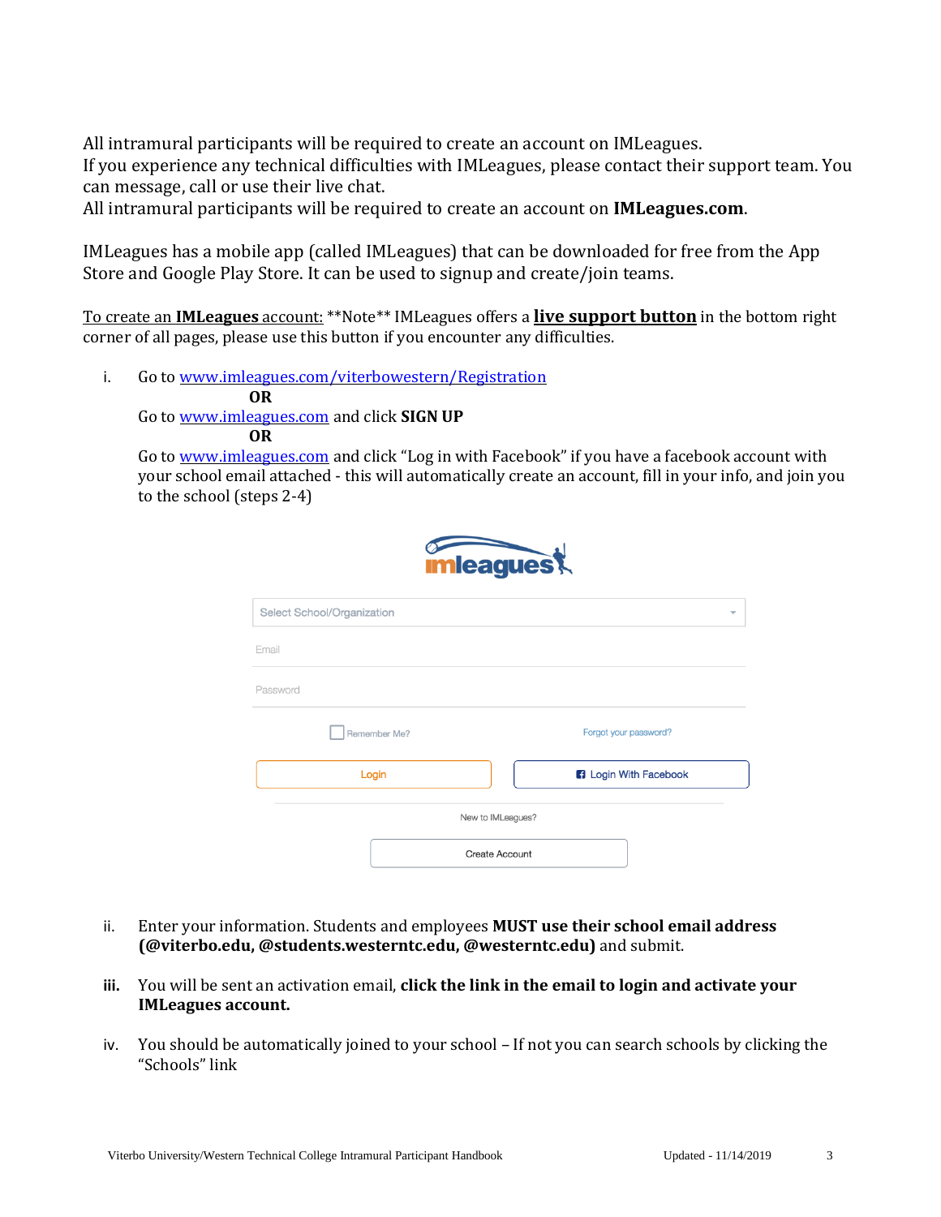All intramural participants will be required to create an account on IMLeagues.
If you experience any technical difficulties with IMLeagues, please contact their support team. You can message, call or use their live chat.
All intramural participants will be required to create an account on **IMLeagues.com**.

IMLeagues has a mobile app (called IMLeagues) that can be downloaded for free from the App Store and Google Play Store. It can be used to signup and create/join teams.

<u>To create an **IMLeagues** account:</u> **Note** IMLeagues offers a **<u>live support button</u>** in the bottom right corner of all pages, please use this button if you encounter any difficulties.

i. Go to [www.imleagues.com/viterbowestern/Registration](www.imleagues.com/viterbowestern/Registration)
   **OR**
   Go to [www.imleagues.com](www.imleagues.com) and click **SIGN UP**
   **OR**
   Go to [www.imleagues.com](www.imleagues.com) and click "Log in with Facebook" if you have a facebook account with your school email attached - this will automatically create an account, fill in your info, and join you to the school (steps 2-4)

ii. Enter your information. Students and employees **MUST use their school email address (@viterbo.edu, @students.westerntc.edu, @westerntc.edu)** and submit.

iii. You will be sent an activation email, **click the link in the email to login and activate your IMLeagues account.**

iv. You should be automatically joined to your school – If not you can search schools by clicking the "Schools" link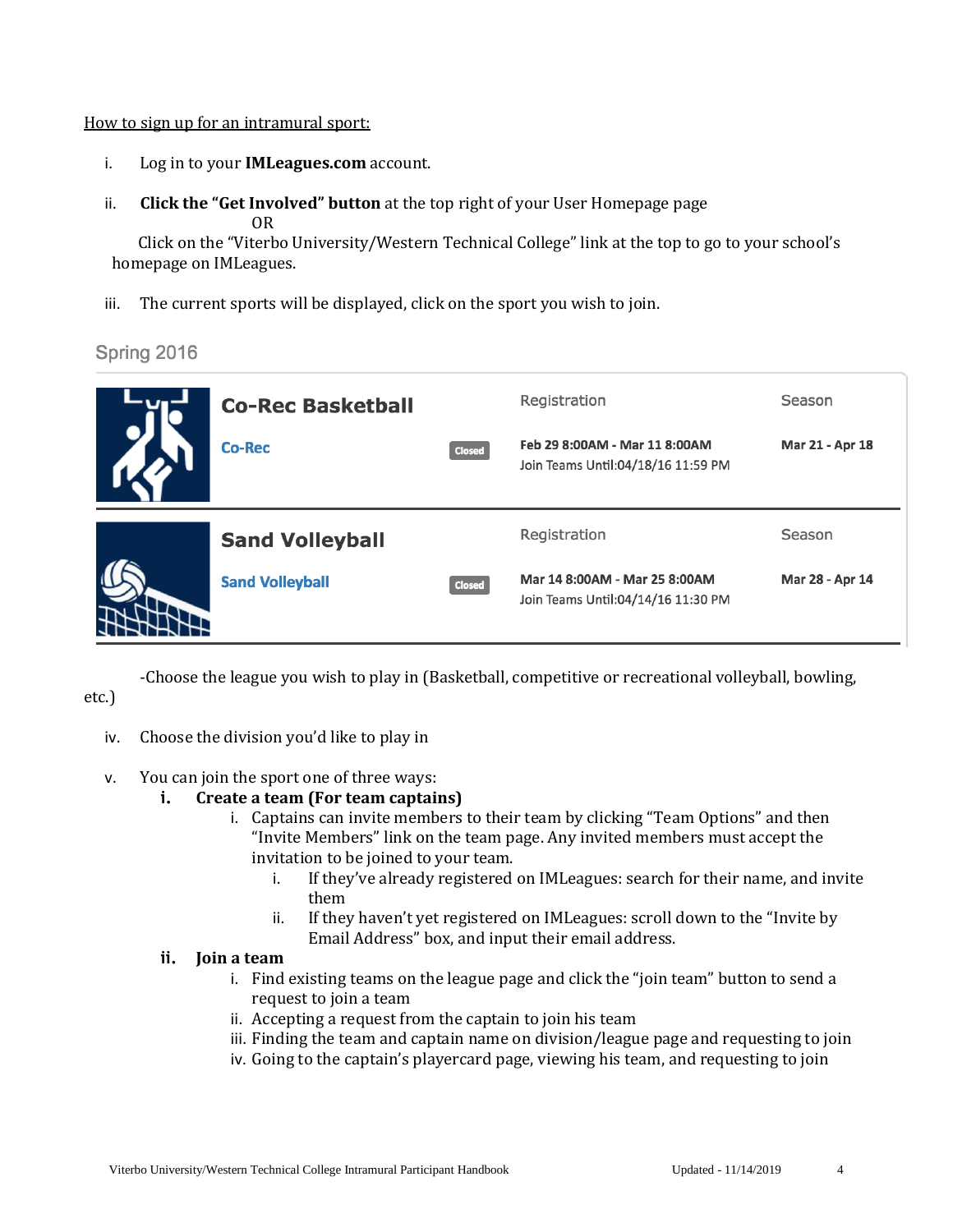How to sign up for an intramural sport:

i. Log in to your **IMLeagues.com** account.

ii. **Click the "Get Involved" button** at the top right of your User Homepage page

OR

Click on the "Viterbo University/Western Technical College" link at the top to go to your school's homepage on IMLeagues.

iii. The current sports will be displayed, click on the sport you wish to join.

Spring 2016

| | | | Registration | Season |
|---|---|---|---|---|
| | **Co-Rec Basketball** Co-Rec | Closed | Feb 29 8:00AM - Mar 11 8:00AM Join Teams Until:04/18/16 11:59 PM | Mar 21 - Apr 18 |
| | **Sand Volleyball** Sand Volleyball | Closed | Mar 14 8:00AM - Mar 25 8:00AM Join Teams Until:04/14/16 11:30 PM | Mar 28 - Apr 14 |

-Choose the league you wish to play in (Basketball, competitive or recreational volleyball, bowling, etc.)

iv. Choose the division you'd like to play in

v. You can join the sport one of three ways:

- **i. Create a team (For team captains)**
  - i. Captains can invite members to their team by clicking "Team Options" and then "Invite Members" link on the team page. Any invited members must accept the invitation to be joined to your team.
    - i. If they've already registered on IMLeagues: search for their name, and invite them
    - ii. If they haven't yet registered on IMLeagues: scroll down to the "Invite by Email Address" box, and input their email address.
- **ii. Join a team**
  - i. Find existing teams on the league page and click the "join team" button to send a request to join a team
  - ii. Accepting a request from the captain to join his team
  - iii. Finding the team and captain name on division/league page and requesting to join
  - iv. Going to the captain's playercard page, viewing his team, and requesting to join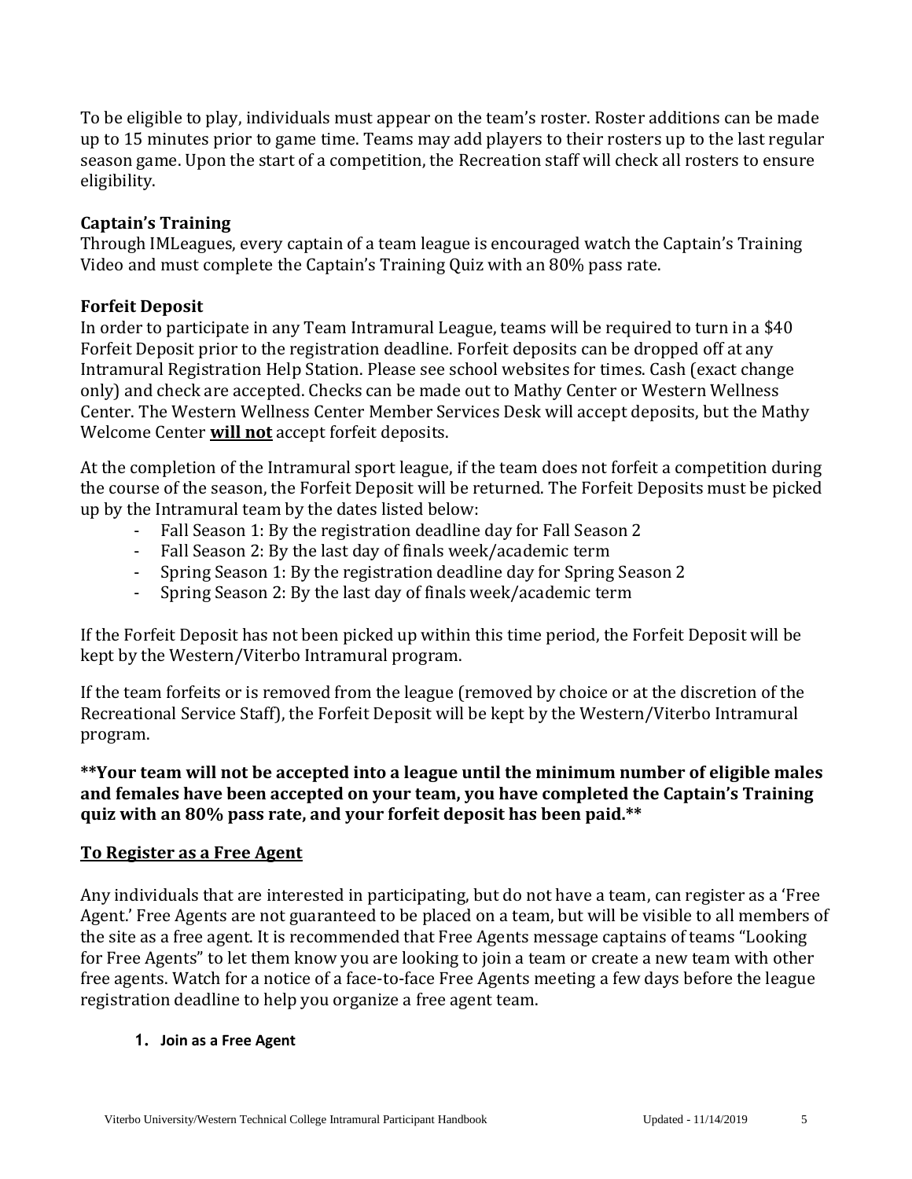To be eligible to play, individuals must appear on the team's roster. Roster additions can be made up to 15 minutes prior to game time. Teams may add players to their rosters up to the last regular season game. Upon the start of a competition, the Recreation staff will check all rosters to ensure eligibility.

### Captain's Training

Through IMLeagues, every captain of a team league is encouraged watch the Captain's Training Video and must complete the Captain's Training Quiz with an 80% pass rate.

### Forfeit Deposit

In order to participate in any Team Intramural League, teams will be required to turn in a $40 Forfeit Deposit prior to the registration deadline. Forfeit deposits can be dropped off at any Intramural Registration Help Station. Please see school websites for times. Cash (exact change only) and check are accepted. Checks can be made out to Mathy Center or Western Wellness Center. The Western Wellness Center Member Services Desk will accept deposits, but the Mathy Welcome Center **will not** accept forfeit deposits.

At the completion of the Intramural sport league, if the team does not forfeit a competition during the course of the season, the Forfeit Deposit will be returned. The Forfeit Deposits must be picked up by the Intramural team by the dates listed below:

- Fall Season 1: By the registration deadline day for Fall Season 2
- Fall Season 2: By the last day of finals week/academic term
- Spring Season 1: By the registration deadline day for Spring Season 2
- Spring Season 2: By the last day of finals week/academic term

If the Forfeit Deposit has not been picked up within this time period, the Forfeit Deposit will be kept by the Western/Viterbo Intramural program.

If the team forfeits or is removed from the league (removed by choice or at the discretion of the Recreational Service Staff), the Forfeit Deposit will be kept by the Western/Viterbo Intramural program.

**Your team will not be accepted into a league until the minimum number of eligible males and females have been accepted on your team, you have completed the Captain's Training quiz with an 80% pass rate, and your forfeit deposit has been paid.**

## To Register as a Free Agent

Any individuals that are interested in participating, but do not have a team, can register as a 'Free Agent.' Free Agents are not guaranteed to be placed on a team, but will be visible to all members of the site as a free agent. It is recommended that Free Agents message captains of teams "Looking for Free Agents" to let them know you are looking to join a team or create a new team with other free agents. Watch for a notice of a face-to-face Free Agents meeting a few days before the league registration deadline to help you organize a free agent team.

1. **Join as a Free Agent**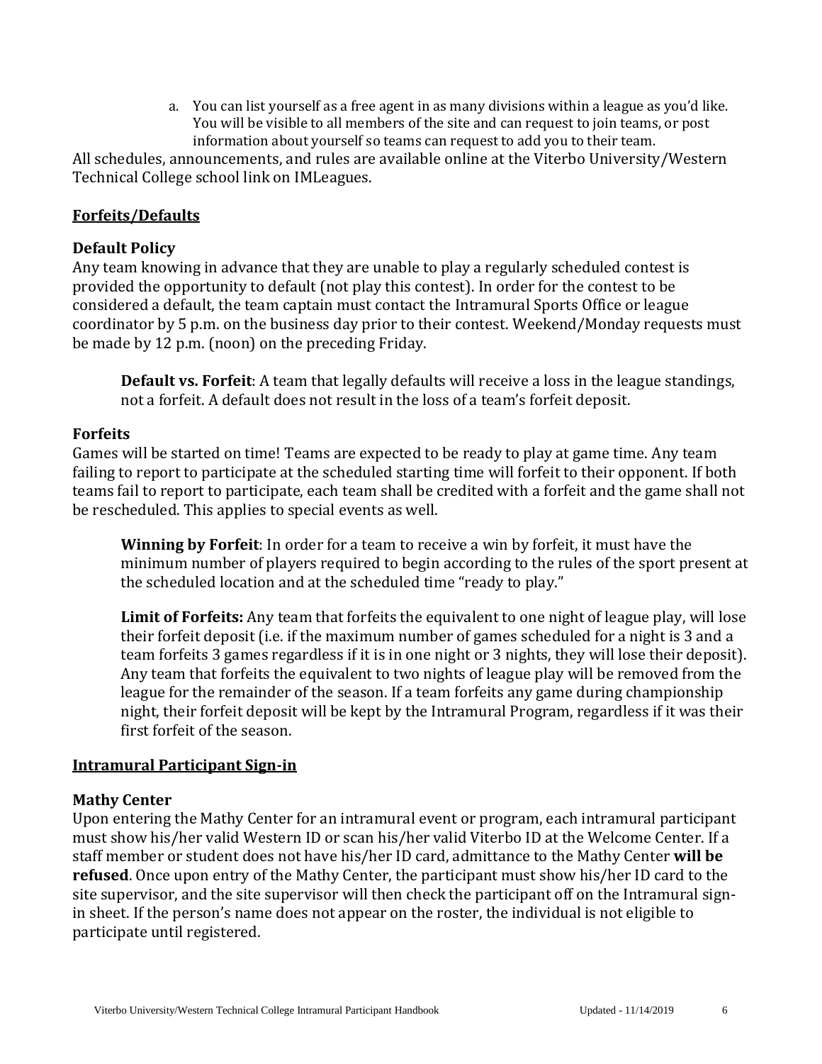a. You can list yourself as a free agent in as many divisions within a league as you'd like. You will be visible to all members of the site and can request to join teams, or post information about yourself so teams can request to add you to their team.

All schedules, announcements, and rules are available online at the Viterbo University/Western Technical College school link on IMLeagues.

## Forfeits/Defaults

### Default Policy

Any team knowing in advance that they are unable to play a regularly scheduled contest is provided the opportunity to default (not play this contest). In order for the contest to be considered a default, the team captain must contact the Intramural Sports Office or league coordinator by 5 p.m. on the business day prior to their contest. Weekend/Monday requests must be made by 12 p.m. (noon) on the preceding Friday.

**Default vs. Forfeit**: A team that legally defaults will receive a loss in the league standings, not a forfeit. A default does not result in the loss of a team's forfeit deposit.

### Forfeits

Games will be started on time! Teams are expected to be ready to play at game time. Any team failing to report to participate at the scheduled starting time will forfeit to their opponent. If both teams fail to report to participate, each team shall be credited with a forfeit and the game shall not be rescheduled. This applies to special events as well.

**Winning by Forfeit**: In order for a team to receive a win by forfeit, it must have the minimum number of players required to begin according to the rules of the sport present at the scheduled location and at the scheduled time "ready to play."

**Limit of Forfeits:** Any team that forfeits the equivalent to one night of league play, will lose their forfeit deposit (i.e. if the maximum number of games scheduled for a night is 3 and a team forfeits 3 games regardless if it is in one night or 3 nights, they will lose their deposit). Any team that forfeits the equivalent to two nights of league play will be removed from the league for the remainder of the season. If a team forfeits any game during championship night, their forfeit deposit will be kept by the Intramural Program, regardless if it was their first forfeit of the season.

## Intramural Participant Sign-in

### Mathy Center

Upon entering the Mathy Center for an intramural event or program, each intramural participant must show his/her valid Western ID or scan his/her valid Viterbo ID at the Welcome Center. If a staff member or student does not have his/her ID card, admittance to the Mathy Center **will be refused**. Once upon entry of the Mathy Center, the participant must show his/her ID card to the site supervisor, and the site supervisor will then check the participant off on the Intramural sign-in sheet. If the person's name does not appear on the roster, the individual is not eligible to participate until registered.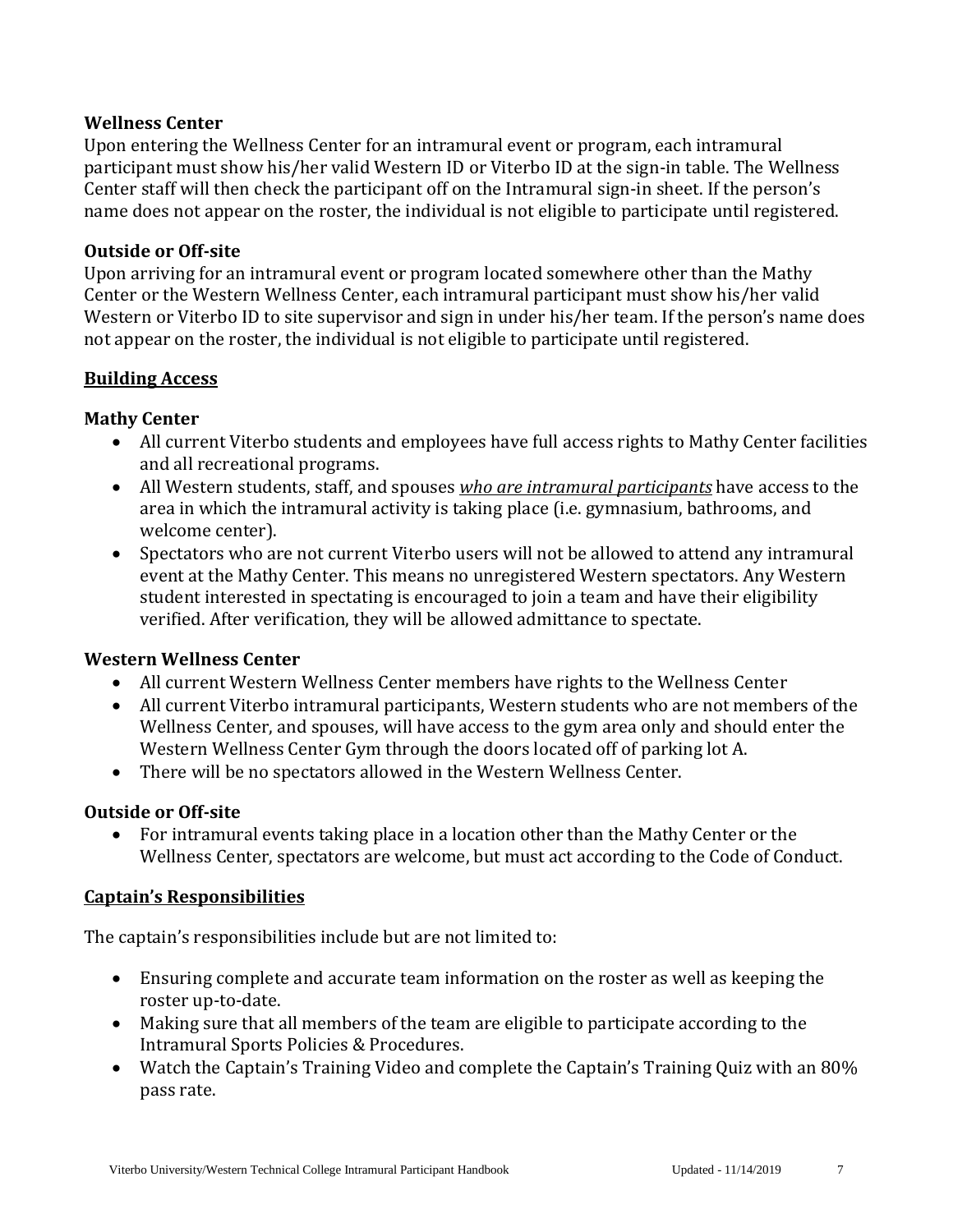### Wellness Center

Upon entering the Wellness Center for an intramural event or program, each intramural participant must show his/her valid Western ID or Viterbo ID at the sign-in table. The Wellness Center staff will then check the participant off on the Intramural sign-in sheet. If the person's name does not appear on the roster, the individual is not eligible to participate until registered.

### Outside or Off-site

Upon arriving for an intramural event or program located somewhere other than the Mathy Center or the Western Wellness Center, each intramural participant must show his/her valid Western or Viterbo ID to site supervisor and sign in under his/her team. If the person's name does not appear on the roster, the individual is not eligible to participate until registered.

## Building Access

### Mathy Center

- All current Viterbo students and employees have full access rights to Mathy Center facilities and all recreational programs.
- All Western students, staff, and spouses ***who are intramural participants*** have access to the area in which the intramural activity is taking place (i.e. gymnasium, bathrooms, and welcome center).
- Spectators who are not current Viterbo users will not be allowed to attend any intramural event at the Mathy Center. This means no unregistered Western spectators. Any Western student interested in spectating is encouraged to join a team and have their eligibility verified. After verification, they will be allowed admittance to spectate.

### Western Wellness Center

- All current Western Wellness Center members have rights to the Wellness Center
- All current Viterbo intramural participants, Western students who are not members of the Wellness Center, and spouses, will have access to the gym area only and should enter the Western Wellness Center Gym through the doors located off of parking lot A.
- There will be no spectators allowed in the Western Wellness Center.

### Outside or Off-site

- For intramural events taking place in a location other than the Mathy Center or the Wellness Center, spectators are welcome, but must act according to the Code of Conduct.

## Captain's Responsibilities

The captain's responsibilities include but are not limited to:

- Ensuring complete and accurate team information on the roster as well as keeping the roster up-to-date.
- Making sure that all members of the team are eligible to participate according to the Intramural Sports Policies & Procedures.
- Watch the Captain's Training Video and complete the Captain's Training Quiz with an 80% pass rate.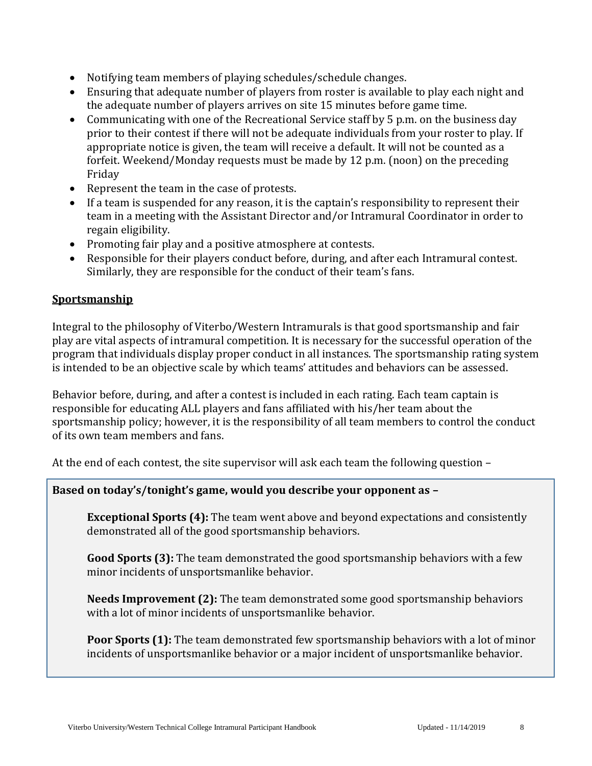- Notifying team members of playing schedules/schedule changes.
- Ensuring that adequate number of players from roster is available to play each night and the adequate number of players arrives on site 15 minutes before game time.
- Communicating with one of the Recreational Service staff by 5 p.m. on the business day prior to their contest if there will not be adequate individuals from your roster to play. If appropriate notice is given, the team will receive a default. It will not be counted as a forfeit. Weekend/Monday requests must be made by 12 p.m. (noon) on the preceding Friday
- Represent the team in the case of protests.
- If a team is suspended for any reason, it is the captain's responsibility to represent their team in a meeting with the Assistant Director and/or Intramural Coordinator in order to regain eligibility.
- Promoting fair play and a positive atmosphere at contests.
- Responsible for their players conduct before, during, and after each Intramural contest. Similarly, they are responsible for the conduct of their team's fans.

## Sportsmanship

Integral to the philosophy of Viterbo/Western Intramurals is that good sportsmanship and fair play are vital aspects of intramural competition. It is necessary for the successful operation of the program that individuals display proper conduct in all instances. The sportsmanship rating system is intended to be an objective scale by which teams' attitudes and behaviors can be assessed.

Behavior before, during, and after a contest is included in each rating. Each team captain is responsible for educating ALL players and fans affiliated with his/her team about the sportsmanship policy; however, it is the responsibility of all team members to control the conduct of its own team members and fans.

At the end of each contest, the site supervisor will ask each team the following question –

**Based on today's/tonight's game, would you describe your opponent as –**

**Exceptional Sports (4):** The team went above and beyond expectations and consistently demonstrated all of the good sportsmanship behaviors.

**Good Sports (3):** The team demonstrated the good sportsmanship behaviors with a few minor incidents of unsportsmanlike behavior.

**Needs Improvement (2):** The team demonstrated some good sportsmanship behaviors with a lot of minor incidents of unsportsmanlike behavior.

**Poor Sports (1):** The team demonstrated few sportsmanship behaviors with a lot of minor incidents of unsportsmanlike behavior or a major incident of unsportsmanlike behavior.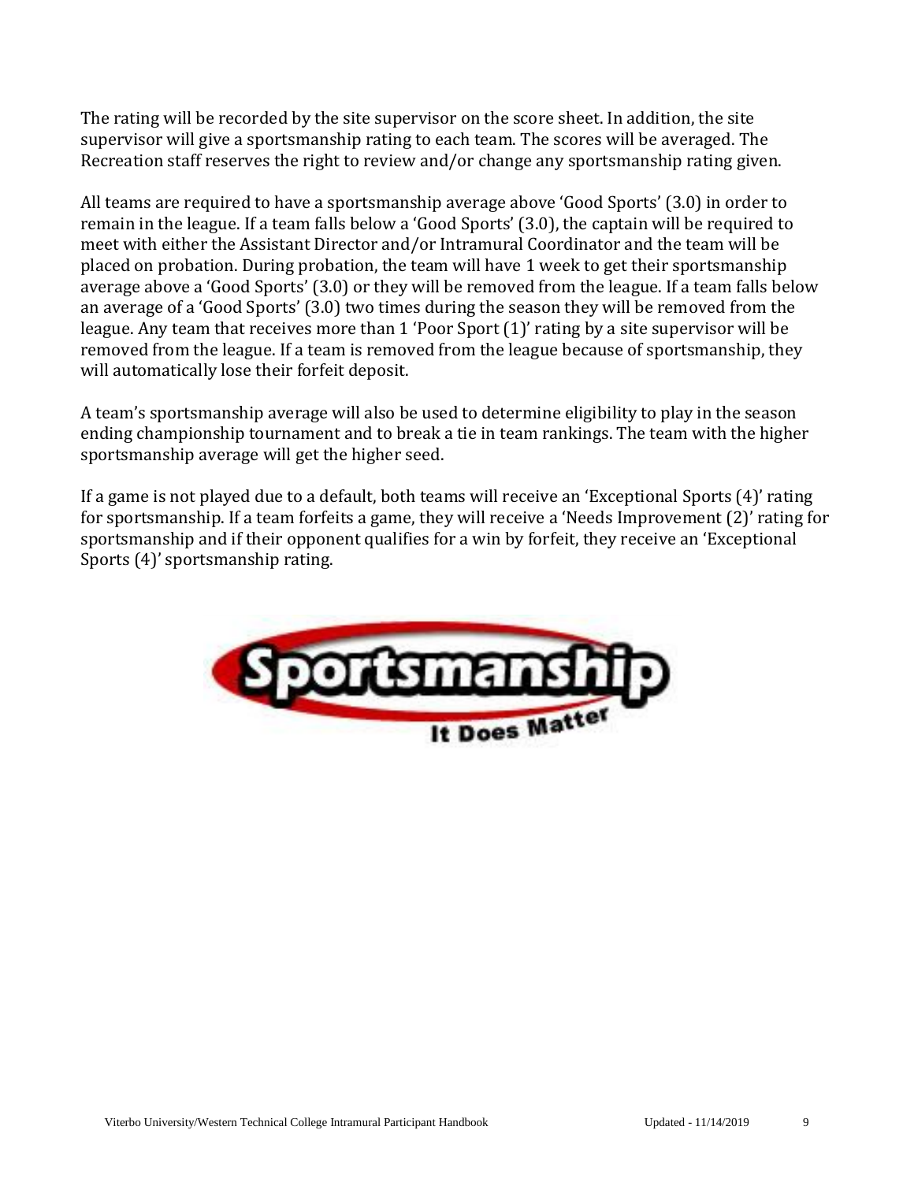The rating will be recorded by the site supervisor on the score sheet. In addition, the site supervisor will give a sportsmanship rating to each team. The scores will be averaged. The Recreation staff reserves the right to review and/or change any sportsmanship rating given.

All teams are required to have a sportsmanship average above 'Good Sports' (3.0) in order to remain in the league. If a team falls below a 'Good Sports' (3.0), the captain will be required to meet with either the Assistant Director and/or Intramural Coordinator and the team will be placed on probation. During probation, the team will have 1 week to get their sportsmanship average above a 'Good Sports' (3.0) or they will be removed from the league. If a team falls below an average of a 'Good Sports' (3.0) two times during the season they will be removed from the league. Any team that receives more than 1 'Poor Sport (1)' rating by a site supervisor will be removed from the league. If a team is removed from the league because of sportsmanship, they will automatically lose their forfeit deposit.

A team's sportsmanship average will also be used to determine eligibility to play in the season ending championship tournament and to break a tie in team rankings. The team with the higher sportsmanship average will get the higher seed.

If a game is not played due to a default, both teams will receive an 'Exceptional Sports (4)' rating for sportsmanship. If a team forfeits a game, they will receive a 'Needs Improvement (2)' rating for sportsmanship and if their opponent qualifies for a win by forfeit, they receive an 'Exceptional Sports (4)' sportsmanship rating.

Sportsmanship

It Does Matter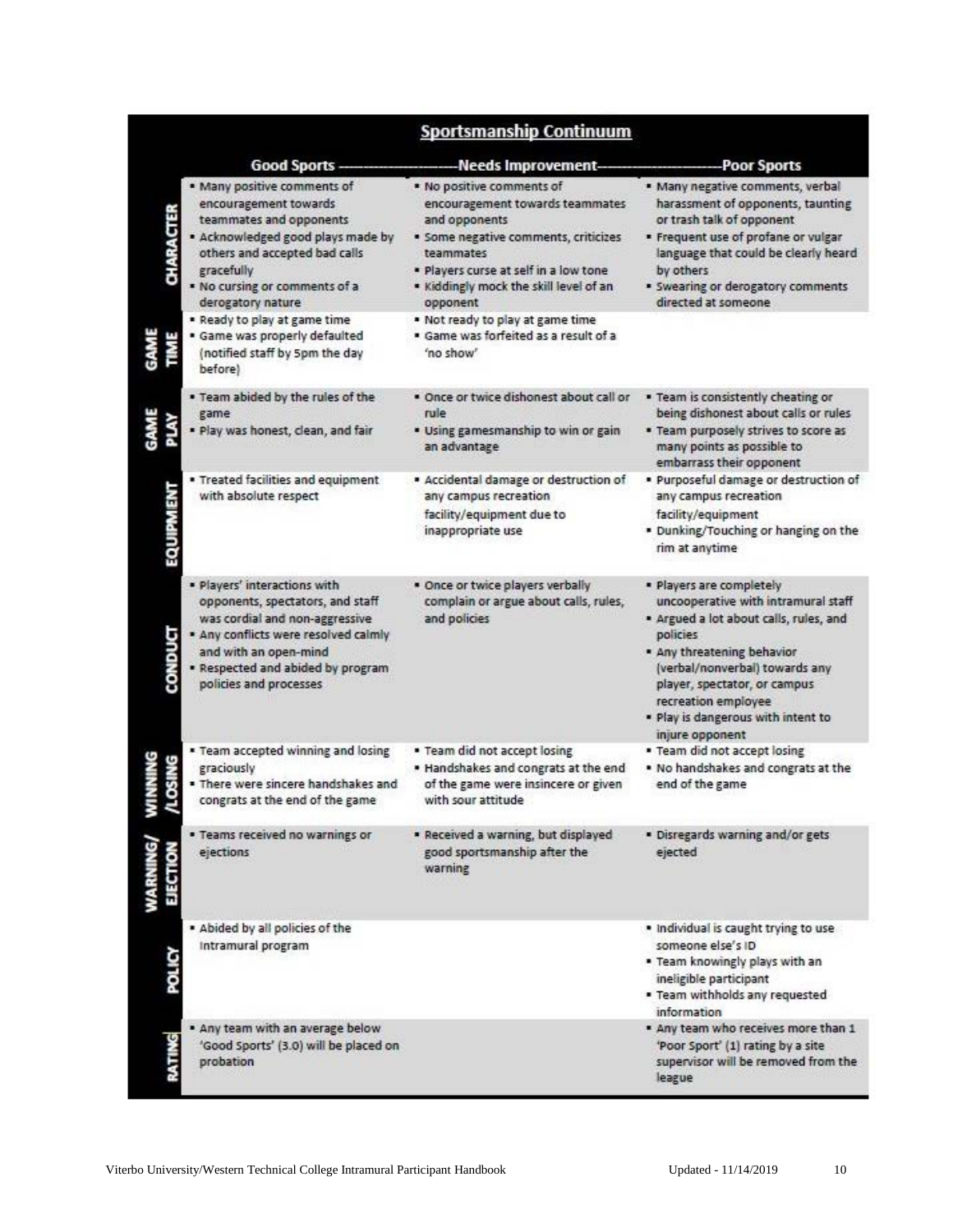## Sportsmanship Continuum

| | Good Sports | Needs Improvement | Poor Sports |
|---|---|---|---|
| **CHARACTER** | ▪ Many positive comments of encouragement towards teammates and opponents<br>▪ Acknowledged good plays made by others and accepted bad calls gracefully<br>▪ No cursing or comments of a derogatory nature | ▪ No positive comments of encouragement towards teammates and opponents<br>▪ Some negative comments, criticizes teammates<br>▪ Players curse at self in a low tone<br>▪ Kiddingly mock the skill level of an opponent | ▪ Many negative comments, verbal harassment of opponents, taunting or trash talk of opponent<br>▪ Frequent use of profane or vulgar language that could be clearly heard by others<br>▪ Swearing or derogatory comments directed at someone |
| **GAME TIME** | ▪ Ready to play at game time<br>▪ Game was properly defaulted (notified staff by 5pm the day before) | ▪ Not ready to play at game time<br>▪ Game was forfeited as a result of a 'no show' | |
| **GAME PLAY** | ▪ Team abided by the rules of the game<br>▪ Play was honest, clean, and fair | ▪ Once or twice dishonest about call or rule<br>▪ Using gamesmanship to win or gain an advantage | ▪ Team is consistently cheating or being dishonest about calls or rules<br>▪ Team purposely strives to score as many points as possible to embarrass their opponent |
| **EQUIPMENT** | ▪ Treated facilities and equipment with absolute respect | ▪ Accidental damage or destruction of any campus recreation facility/equipment due to inappropriate use | ▪ Purposeful damage or destruction of any campus recreation facility/equipment<br>▪ Dunking/Touching or hanging on the rim at anytime |
| **CONDUCT** | ▪ Players' interactions with opponents, spectators, and staff was cordial and non-aggressive<br>▪ Any conflicts were resolved calmly and with an open-mind<br>▪ Respected and abided by program policies and processes | ▪ Once or twice players verbally complain or argue about calls, rules, and policies | ▪ Players are completely uncooperative with intramural staff<br>▪ Argued a lot about calls, rules, and policies<br>▪ Any threatening behavior (verbal/nonverbal) towards any player, spectator, or campus recreation employee<br>▪ Play is dangerous with intent to injure opponent |
| **WINNING /LOSING** | ▪ Team accepted winning and losing graciously<br>▪ There were sincere handshakes and congrats at the end of the game | ▪ Team did not accept losing<br>▪ Handshakes and congrats at the end of the game were insincere or given with sour attitude | ▪ Team did not accept losing<br>▪ No handshakes and congrats at the end of the game |
| **WARNING/ EJECTION** | ▪ Teams received no warnings or ejections | ▪ Received a warning, but displayed good sportsmanship after the warning | ▪ Disregards warning and/or gets ejected |
| **POLICY** | ▪ Abided by all policies of the Intramural program | | ▪ Individual is caught trying to use someone else's ID<br>▪ Team knowingly plays with an ineligible participant<br>▪ Team withholds any requested information |
| **RATING** | ▪ Any team with an average below 'Good Sports' (3.0) will be placed on probation | | ▪ Any team who receives more than 1 'Poor Sport' (1) rating by a site supervisor will be removed from the league |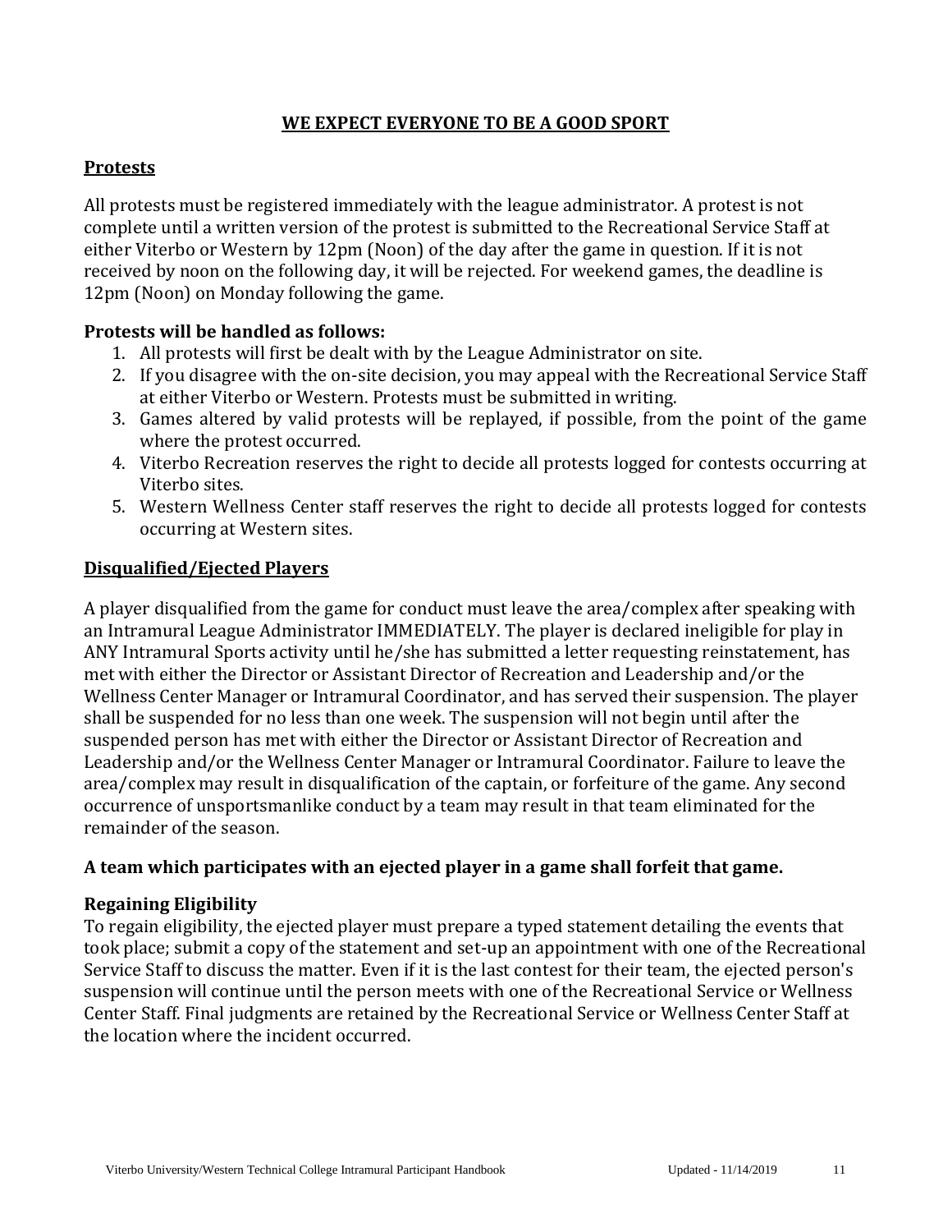## WE EXPECT EVERYONE TO BE A GOOD SPORT

### Protests

All protests must be registered immediately with the league administrator. A protest is not complete until a written version of the protest is submitted to the Recreational Service Staff at either Viterbo or Western by 12pm (Noon) of the day after the game in question. If it is not received by noon on the following day, it will be rejected. For weekend games, the deadline is 12pm (Noon) on Monday following the game.

**Protests will be handled as follows:**

1. All protests will first be dealt with by the League Administrator on site.
2. If you disagree with the on-site decision, you may appeal with the Recreational Service Staff at either Viterbo or Western. Protests must be submitted in writing.
3. Games altered by valid protests will be replayed, if possible, from the point of the game where the protest occurred.
4. Viterbo Recreation reserves the right to decide all protests logged for contests occurring at Viterbo sites.
5. Western Wellness Center staff reserves the right to decide all protests logged for contests occurring at Western sites.

### Disqualified/Ejected Players

A player disqualified from the game for conduct must leave the area/complex after speaking with an Intramural League Administrator IMMEDIATELY. The player is declared ineligible for play in ANY Intramural Sports activity until he/she has submitted a letter requesting reinstatement, has met with either the Director or Assistant Director of Recreation and Leadership and/or the Wellness Center Manager or Intramural Coordinator, and has served their suspension. The player shall be suspended for no less than one week. The suspension will not begin until after the suspended person has met with either the Director or Assistant Director of Recreation and Leadership and/or the Wellness Center Manager or Intramural Coordinator. Failure to leave the area/complex may result in disqualification of the captain, or forfeiture of the game. Any second occurrence of unsportsmanlike conduct by a team may result in that team eliminated for the remainder of the season.

**A team which participates with an ejected player in a game shall forfeit that game.**

### Regaining Eligibility

To regain eligibility, the ejected player must prepare a typed statement detailing the events that took place; submit a copy of the statement and set-up an appointment with one of the Recreational Service Staff to discuss the matter. Even if it is the last contest for their team, the ejected person's suspension will continue until the person meets with one of the Recreational Service or Wellness Center Staff. Final judgments are retained by the Recreational Service or Wellness Center Staff at the location where the incident occurred.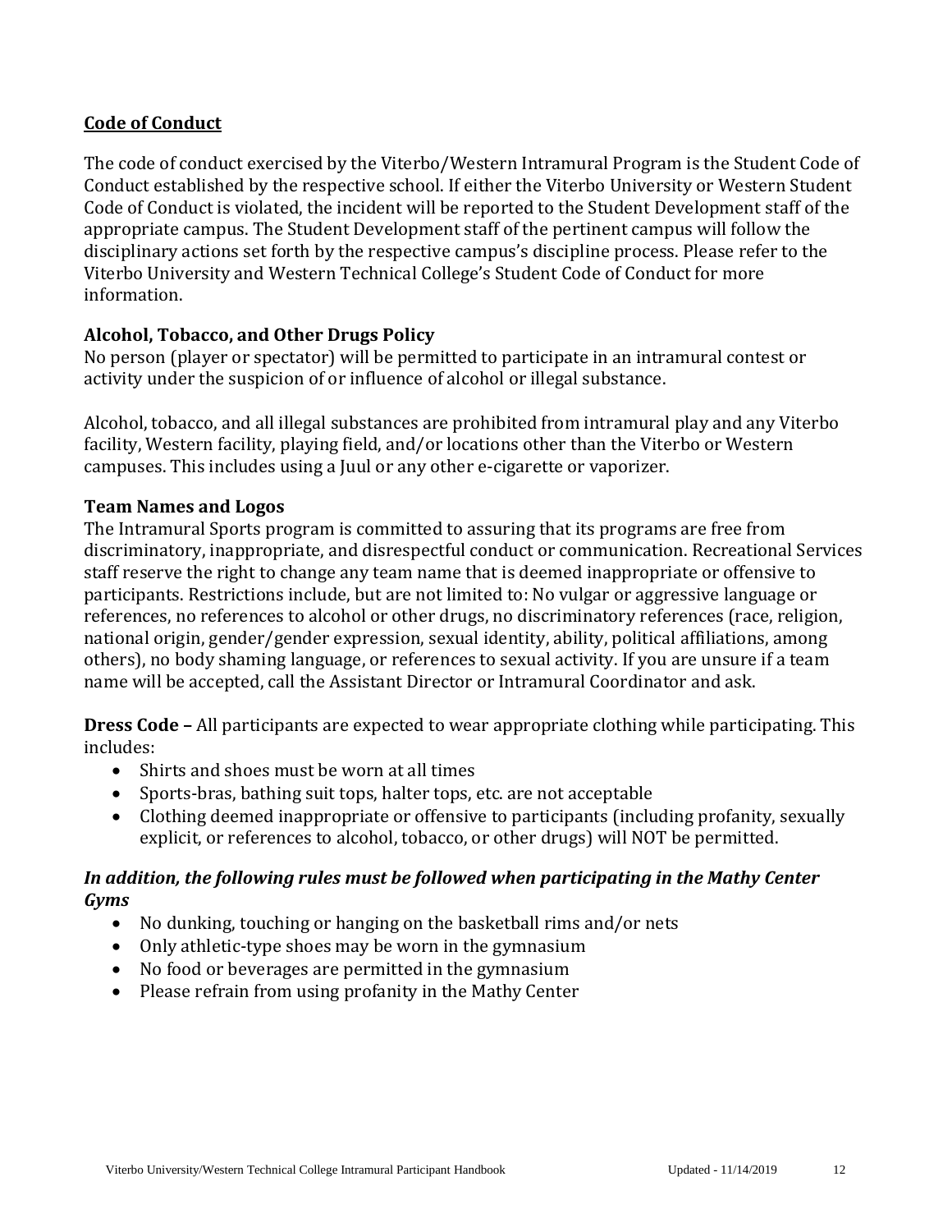## Code of Conduct

The code of conduct exercised by the Viterbo/Western Intramural Program is the Student Code of Conduct established by the respective school. If either the Viterbo University or Western Student Code of Conduct is violated, the incident will be reported to the Student Development staff of the appropriate campus. The Student Development staff of the pertinent campus will follow the disciplinary actions set forth by the respective campus's discipline process. Please refer to the Viterbo University and Western Technical College's Student Code of Conduct for more information.

### Alcohol, Tobacco, and Other Drugs Policy

No person (player or spectator) will be permitted to participate in an intramural contest or activity under the suspicion of or influence of alcohol or illegal substance.

Alcohol, tobacco, and all illegal substances are prohibited from intramural play and any Viterbo facility, Western facility, playing field, and/or locations other than the Viterbo or Western campuses. This includes using a Juul or any other e-cigarette or vaporizer.

### Team Names and Logos

The Intramural Sports program is committed to assuring that its programs are free from discriminatory, inappropriate, and disrespectful conduct or communication. Recreational Services staff reserve the right to change any team name that is deemed inappropriate or offensive to participants. Restrictions include, but are not limited to: No vulgar or aggressive language or references, no references to alcohol or other drugs, no discriminatory references (race, religion, national origin, gender/gender expression, sexual identity, ability, political affiliations, among others), no body shaming language, or references to sexual activity. If you are unsure if a team name will be accepted, call the Assistant Director or Intramural Coordinator and ask.

**Dress Code –** All participants are expected to wear appropriate clothing while participating. This includes:

- Shirts and shoes must be worn at all times
- Sports-bras, bathing suit tops, halter tops, etc. are not acceptable
- Clothing deemed inappropriate or offensive to participants (including profanity, sexually explicit, or references to alcohol, tobacco, or other drugs) will NOT be permitted.

***In addition, the following rules must be followed when participating in the Mathy Center Gyms***

- No dunking, touching or hanging on the basketball rims and/or nets
- Only athletic-type shoes may be worn in the gymnasium
- No food or beverages are permitted in the gymnasium
- Please refrain from using profanity in the Mathy Center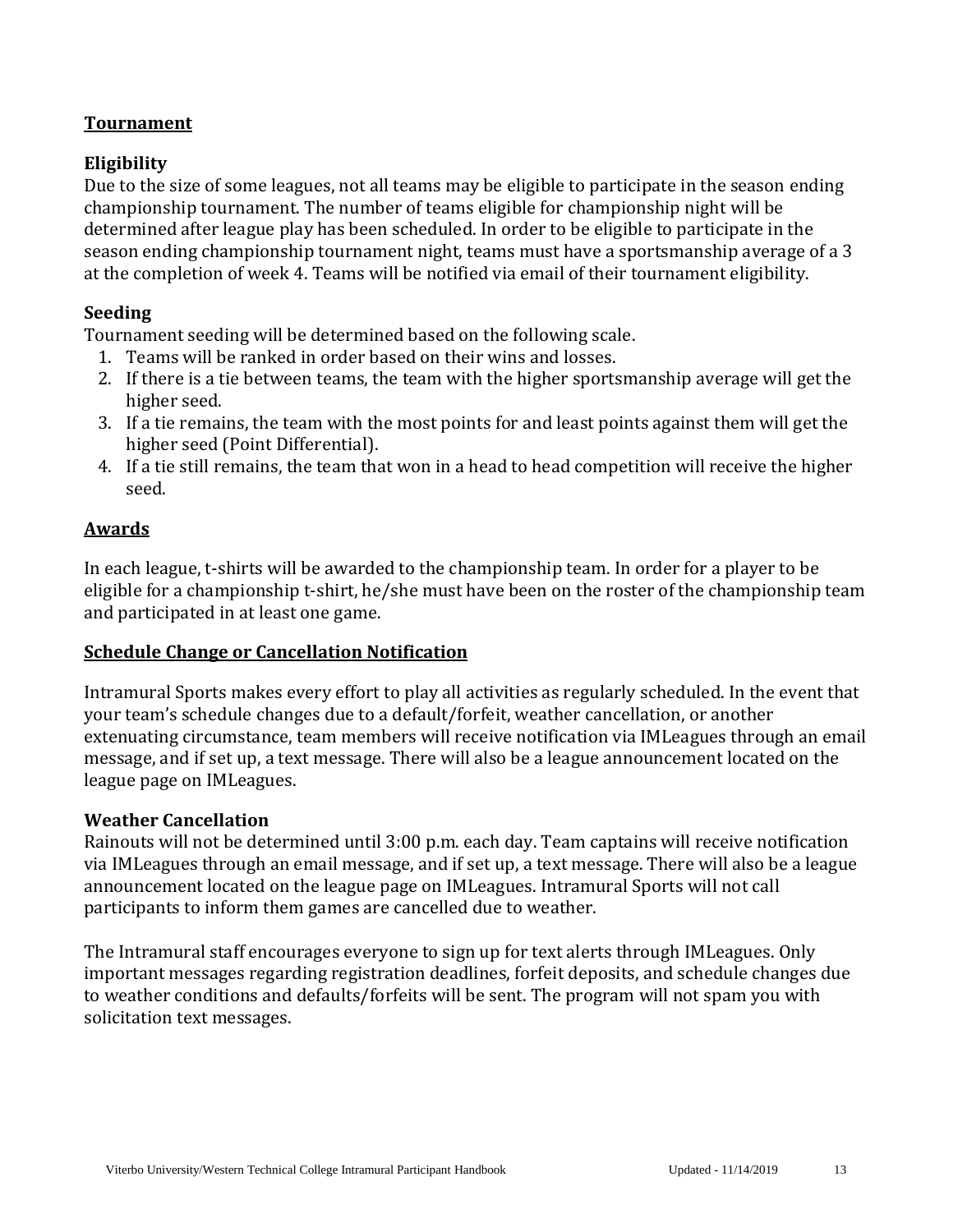## Tournament

### Eligibility

Due to the size of some leagues, not all teams may be eligible to participate in the season ending championship tournament. The number of teams eligible for championship night will be determined after league play has been scheduled. In order to be eligible to participate in the season ending championship tournament night, teams must have a sportsmanship average of a 3 at the completion of week 4. Teams will be notified via email of their tournament eligibility.

### Seeding

Tournament seeding will be determined based on the following scale.

1. Teams will be ranked in order based on their wins and losses.
2. If there is a tie between teams, the team with the higher sportsmanship average will get the higher seed.
3. If a tie remains, the team with the most points for and least points against them will get the higher seed (Point Differential).
4. If a tie still remains, the team that won in a head to head competition will receive the higher seed.

## Awards

In each league, t-shirts will be awarded to the championship team. In order for a player to be eligible for a championship t-shirt, he/she must have been on the roster of the championship team and participated in at least one game.

## Schedule Change or Cancellation Notification

Intramural Sports makes every effort to play all activities as regularly scheduled. In the event that your team's schedule changes due to a default/forfeit, weather cancellation, or another extenuating circumstance, team members will receive notification via IMLeagues through an email message, and if set up, a text message. There will also be a league announcement located on the league page on IMLeagues.

### Weather Cancellation

Rainouts will not be determined until 3:00 p.m. each day. Team captains will receive notification via IMLeagues through an email message, and if set up, a text message. There will also be a league announcement located on the league page on IMLeagues. Intramural Sports will not call participants to inform them games are cancelled due to weather.

The Intramural staff encourages everyone to sign up for text alerts through IMLeagues. Only important messages regarding registration deadlines, forfeit deposits, and schedule changes due to weather conditions and defaults/forfeits will be sent. The program will not spam you with solicitation text messages.